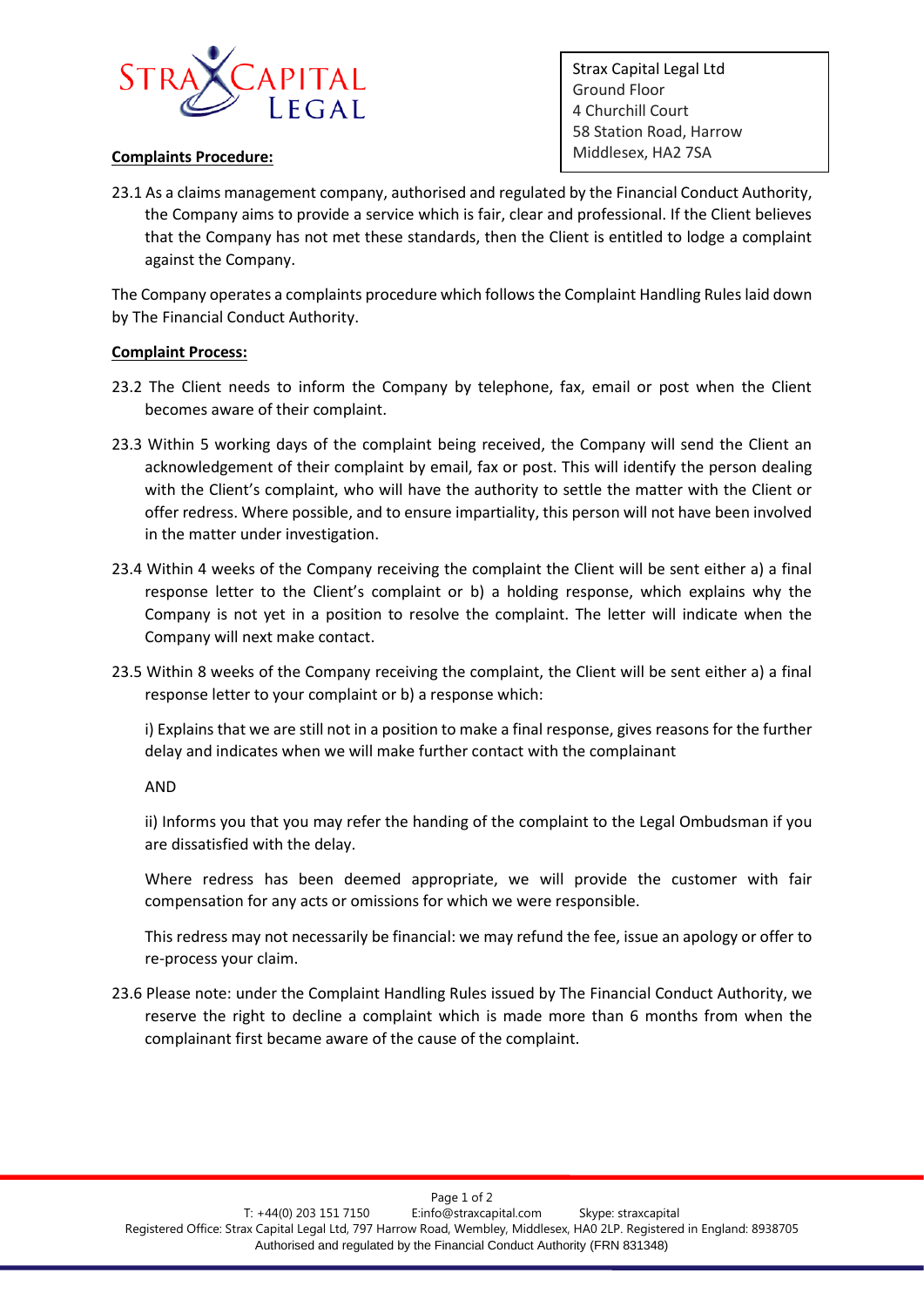Strax Capital Legal Ltd
Ground Floor
4 Churchill Court
58 Station Road, Harrow
Middlesex, HA2 7SA

**Complaints Procedure:**

23.1 As a claims management company, authorised and regulated by the Financial Conduct Authority, the Company aims to provide a service which is fair, clear and professional. If the Client believes that the Company has not met these standards, then the Client is entitled to lodge a complaint against the Company.

The Company operates a complaints procedure which follows the Complaint Handling Rules laid down by The Financial Conduct Authority.

**Complaint Process:**

23.2 The Client needs to inform the Company by telephone, fax, email or post when the Client becomes aware of their complaint.

23.3 Within 5 working days of the complaint being received, the Company will send the Client an acknowledgement of their complaint by email, fax or post. This will identify the person dealing with the Client's complaint, who will have the authority to settle the matter with the Client or offer redress. Where possible, and to ensure impartiality, this person will not have been involved in the matter under investigation.

23.4 Within 4 weeks of the Company receiving the complaint the Client will be sent either a) a final response letter to the Client's complaint or b) a holding response, which explains why the Company is not yet in a position to resolve the complaint. The letter will indicate when the Company will next make contact.

23.5 Within 8 weeks of the Company receiving the complaint, the Client will be sent either a) a final response letter to your complaint or b) a response which:

i) Explains that we are still not in a position to make a final response, gives reasons for the further delay and indicates when we will make further contact with the complainant

AND

ii) Informs you that you may refer the handing of the complaint to the Legal Ombudsman if you are dissatisfied with the delay.

Where redress has been deemed appropriate, we will provide the customer with fair compensation for any acts or omissions for which we were responsible.

This redress may not necessarily be financial: we may refund the fee, issue an apology or offer to re-process your claim.

23.6 Please note: under the Complaint Handling Rules issued by The Financial Conduct Authority, we reserve the right to decline a complaint which is made more than 6 months from when the complainant first became aware of the cause of the complaint.

T: +44(0) 203 151 7150 E:info@straxcapital.com Skype: straxcapital
Registered Office: Strax Capital Legal Ltd, 797 Harrow Road, Wembley, Middlesex, HA0 2LP. Registered in England: 8938705
Authorised and regulated by the Financial Conduct Authority (FRN 831348)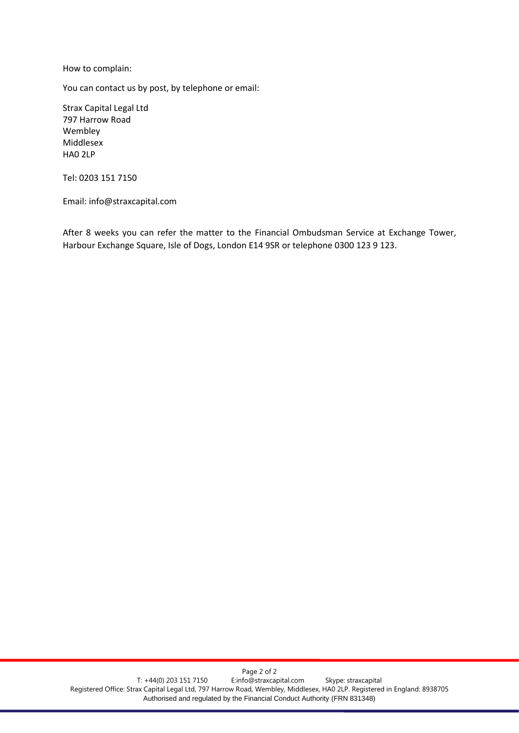How to complain:

You can contact us by post, by telephone or email:

Strax Capital Legal Ltd
797 Harrow Road
Wembley
Middlesex
HA0 2LP

Tel: 0203 151 7150

Email: info@straxcapital.com

After 8 weeks you can refer the matter to the Financial Ombudsman Service at Exchange Tower, Harbour Exchange Square, Isle of Dogs, London E14 9SR or telephone 0300 123 9 123.